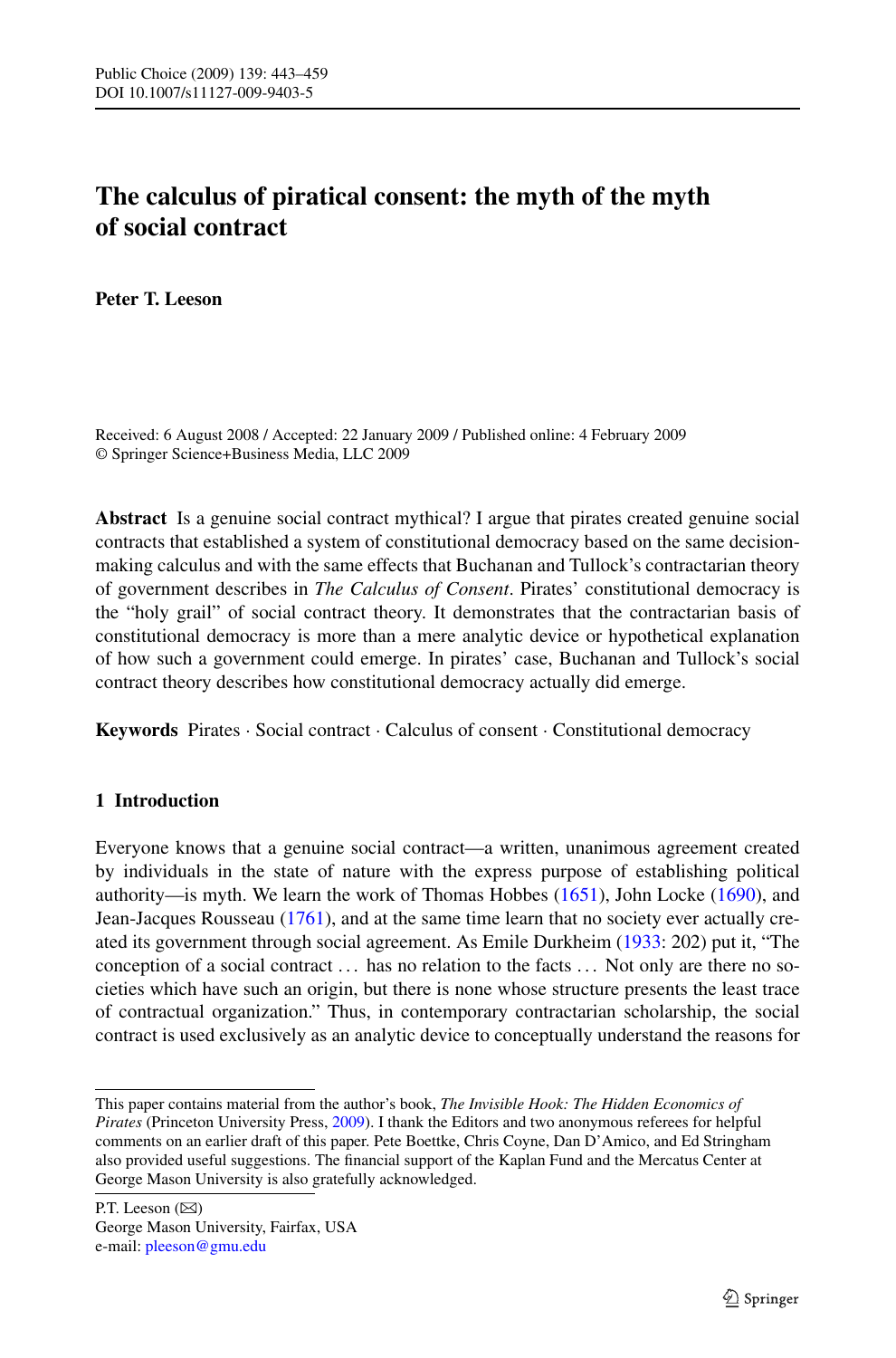# The calculus of piratical consent: the myth of the myth of social contract

**Peter T. Leeson**

Received: 6 August 2008 / Accepted: 22 January 2009 / Published online: 4 February 2009
© Springer Science+Business Media, LLC 2009

**Abstract** Is a genuine social contract mythical? I argue that pirates created genuine social contracts that established a system of constitutional democracy based on the same decision-making calculus and with the same effects that Buchanan and Tullock's contractarian theory of government describes in *The Calculus of Consent*. Pirates' constitutional democracy is the "holy grail" of social contract theory. It demonstrates that the contractarian basis of constitutional democracy is more than a mere analytic device or hypothetical explanation of how such a government could emerge. In pirates' case, Buchanan and Tullock's social contract theory describes how constitutional democracy actually did emerge.

**Keywords** Pirates · Social contract · Calculus of consent · Constitutional democracy

## 1 Introduction

Everyone knows that a genuine social contract—a written, unanimous agreement created by individuals in the state of nature with the express purpose of establishing political authority—is myth. We learn the work of Thomas Hobbes (1651), John Locke (1690), and Jean-Jacques Rousseau (1761), and at the same time learn that no society ever actually created its government through social agreement. As Emile Durkheim (1933: 202) put it, "The conception of a social contract … has no relation to the facts … Not only are there no societies which have such an origin, but there is none whose structure presents the least trace of contractual organization." Thus, in contemporary contractarian scholarship, the social contract is used exclusively as an analytic device to conceptually understand the reasons for

---

This paper contains material from the author's book, *The Invisible Hook: The Hidden Economics of Pirates* (Princeton University Press, 2009). I thank the Editors and two anonymous referees for helpful comments on an earlier draft of this paper. Pete Boettke, Chris Coyne, Dan D'Amico, and Ed Stringham also provided useful suggestions. The financial support of the Kaplan Fund and the Mercatus Center at George Mason University is also gratefully acknowledged.

P.T. Leeson (✉)
George Mason University, Fairfax, USA
e-mail: pleeson@gmu.edu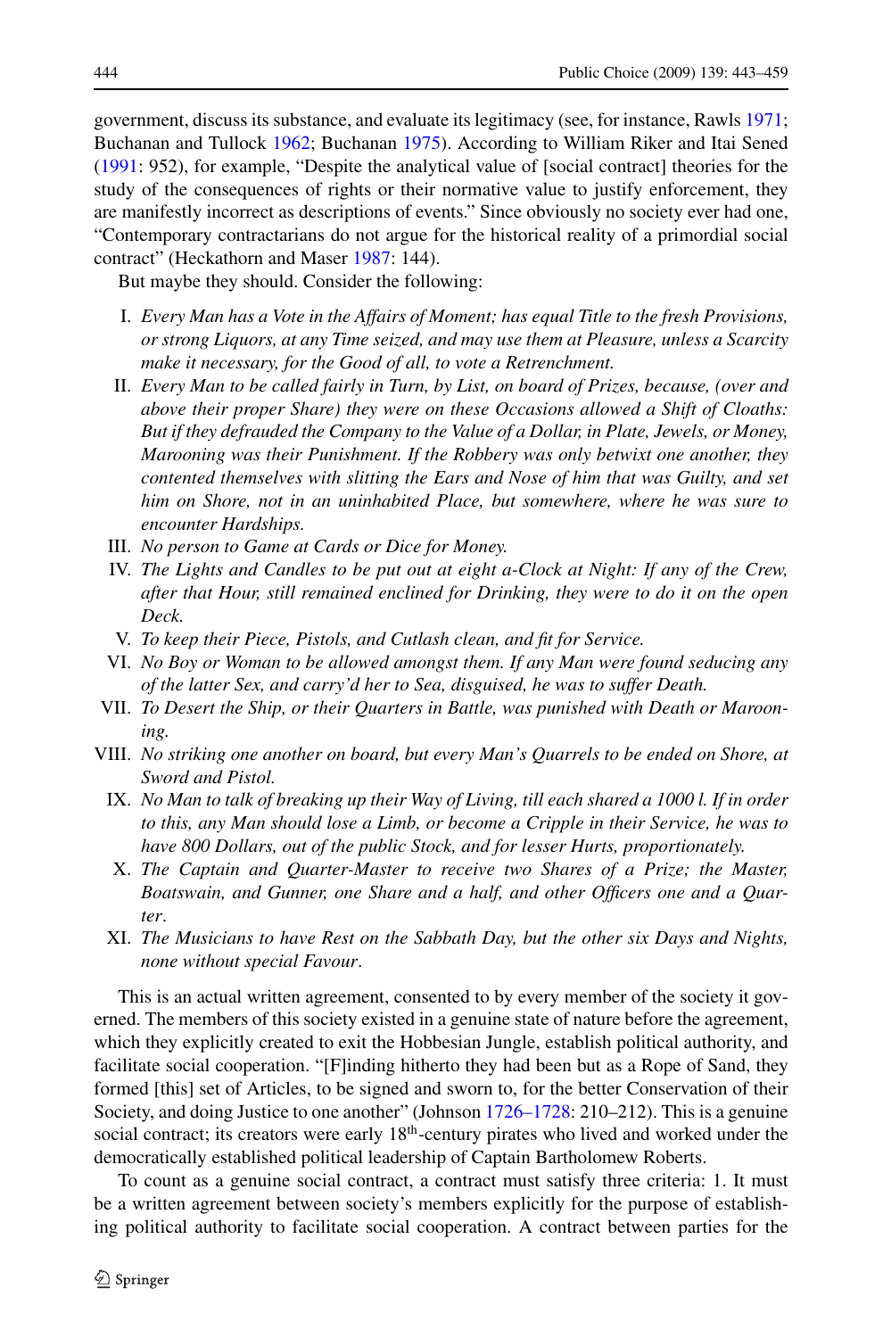government, discuss its substance, and evaluate its legitimacy (see, for instance, Rawls 1971; Buchanan and Tullock 1962; Buchanan 1975). According to William Riker and Itai Sened (1991: 952), for example, "Despite the analytical value of [social contract] theories for the study of the consequences of rights or their normative value to justify enforcement, they are manifestly incorrect as descriptions of events." Since obviously no society ever had one, "Contemporary contractarians do not argue for the historical reality of a primordial social contract" (Heckathorn and Maser 1987: 144).

But maybe they should. Consider the following:

I. *Every Man has a Vote in the Affairs of Moment; has equal Title to the fresh Provisions, or strong Liquors, at any Time seized, and may use them at Pleasure, unless a Scarcity make it necessary, for the Good of all, to vote a Retrenchment.*

II. *Every Man to be called fairly in Turn, by List, on board of Prizes, because, (over and above their proper Share) they were on these Occasions allowed a Shift of Cloaths: But if they defrauded the Company to the Value of a Dollar, in Plate, Jewels, or Money, Marooning was their Punishment. If the Robbery was only betwixt one another, they contented themselves with slitting the Ears and Nose of him that was Guilty, and set him on Shore, not in an uninhabited Place, but somewhere, where he was sure to encounter Hardships.*

III. *No person to Game at Cards or Dice for Money.*

IV. *The Lights and Candles to be put out at eight a-Clock at Night: If any of the Crew, after that Hour, still remained enclined for Drinking, they were to do it on the open Deck.*

V. *To keep their Piece, Pistols, and Cutlash clean, and fit for Service.*

VI. *No Boy or Woman to be allowed amongst them. If any Man were found seducing any of the latter Sex, and carry'd her to Sea, disguised, he was to suffer Death.*

VII. *To Desert the Ship, or their Quarters in Battle, was punished with Death or Marooning.*

VIII. *No striking one another on board, but every Man's Quarrels to be ended on Shore, at Sword and Pistol.*

IX. *No Man to talk of breaking up their Way of Living, till each shared a 1000 l. If in order to this, any Man should lose a Limb, or become a Cripple in their Service, he was to have 800 Dollars, out of the public Stock, and for lesser Hurts, proportionately.*

X. *The Captain and Quarter-Master to receive two Shares of a Prize; the Master, Boatswain, and Gunner, one Share and a half, and other Officers one and a Quarter.*

XI. *The Musicians to have Rest on the Sabbath Day, but the other six Days and Nights, none without special Favour.*

This is an actual written agreement, consented to by every member of the society it governed. The members of this society existed in a genuine state of nature before the agreement, which they explicitly created to exit the Hobbesian Jungle, establish political authority, and facilitate social cooperation. "[F]inding hitherto they had been but as a Rope of Sand, they formed [this] set of Articles, to be signed and sworn to, for the better Conservation of their Society, and doing Justice to one another" (Johnson 1726–1728: 210–212). This is a genuine social contract; its creators were early 18th-century pirates who lived and worked under the democratically established political leadership of Captain Bartholomew Roberts.

To count as a genuine social contract, a contract must satisfy three criteria: 1. It must be a written agreement between society's members explicitly for the purpose of establishing political authority to facilitate social cooperation. A contract between parties for the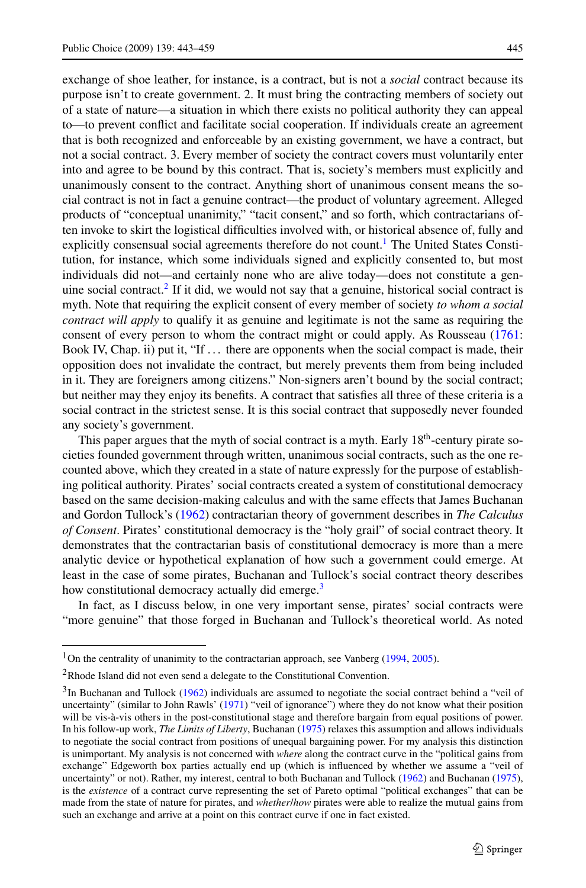exchange of shoe leather, for instance, is a contract, but is not a *social* contract because its purpose isn't to create government. 2. It must bring the contracting members of society out of a state of nature—a situation in which there exists no political authority they can appeal to—to prevent conflict and facilitate social cooperation. If individuals create an agreement that is both recognized and enforceable by an existing government, we have a contract, but not a social contract. 3. Every member of society the contract covers must voluntarily enter into and agree to be bound by this contract. That is, society's members must explicitly and unanimously consent to the contract. Anything short of unanimous consent means the social contract is not in fact a genuine contract—the product of voluntary agreement. Alleged products of "conceptual unanimity," "tacit consent," and so forth, which contractarians often invoke to skirt the logistical difficulties involved with, or historical absence of, fully and explicitly consensual social agreements therefore do not count.[1] The United States Constitution, for instance, which some individuals signed and explicitly consented to, but most individuals did not—and certainly none who are alive today—does not constitute a genuine social contract.[2] If it did, we would not say that a genuine, historical social contract is myth. Note that requiring the explicit consent of every member of society *to whom a social contract will apply* to qualify it as genuine and legitimate is not the same as requiring the consent of every person to whom the contract might or could apply. As Rousseau (1761: Book IV, Chap. ii) put it, "If ... there are opponents when the social compact is made, their opposition does not invalidate the contract, but merely prevents them from being included in it. They are foreigners among citizens." Non-signers aren't bound by the social contract; but neither may they enjoy its benefits. A contract that satisfies all three of these criteria is a social contract in the strictest sense. It is this social contract that supposedly never founded any society's government.

This paper argues that the myth of social contract is a myth. Early 18th-century pirate societies founded government through written, unanimous social contracts, such as the one recounted above, which they created in a state of nature expressly for the purpose of establishing political authority. Pirates' social contracts created a system of constitutional democracy based on the same decision-making calculus and with the same effects that James Buchanan and Gordon Tullock's (1962) contractarian theory of government describes in *The Calculus of Consent*. Pirates' constitutional democracy is the "holy grail" of social contract theory. It demonstrates that the contractarian basis of constitutional democracy is more than a mere analytic device or hypothetical explanation of how such a government could emerge. At least in the case of some pirates, Buchanan and Tullock's social contract theory describes how constitutional democracy actually did emerge.[3]

In fact, as I discuss below, in one very important sense, pirates' social contracts were "more genuine" that those forged in Buchanan and Tullock's theoretical world. As noted

---

[1] On the centrality of unanimity to the contractarian approach, see Vanberg (1994, 2005).

[2] Rhode Island did not even send a delegate to the Constitutional Convention.

[3] In Buchanan and Tullock (1962) individuals are assumed to negotiate the social contract behind a "veil of uncertainty" (similar to John Rawls' (1971) "veil of ignorance") where they do not know what their position will be vis-à-vis others in the post-constitutional stage and therefore bargain from equal positions of power. In his follow-up work, *The Limits of Liberty*, Buchanan (1975) relaxes this assumption and allows individuals to negotiate the social contract from positions of unequal bargaining power. For my analysis this distinction is unimportant. My analysis is not concerned with *where* along the contract curve in the "political gains from exchange" Edgeworth box parties actually end up (which is influenced by whether we assume a "veil of uncertainty" or not). Rather, my interest, central to both Buchanan and Tullock (1962) and Buchanan (1975), is the *existence* of a contract curve representing the set of Pareto optimal "political exchanges" that can be made from the state of nature for pirates, and *whether/how* pirates were able to realize the mutual gains from such an exchange and arrive at a point on this contract curve if one in fact existed.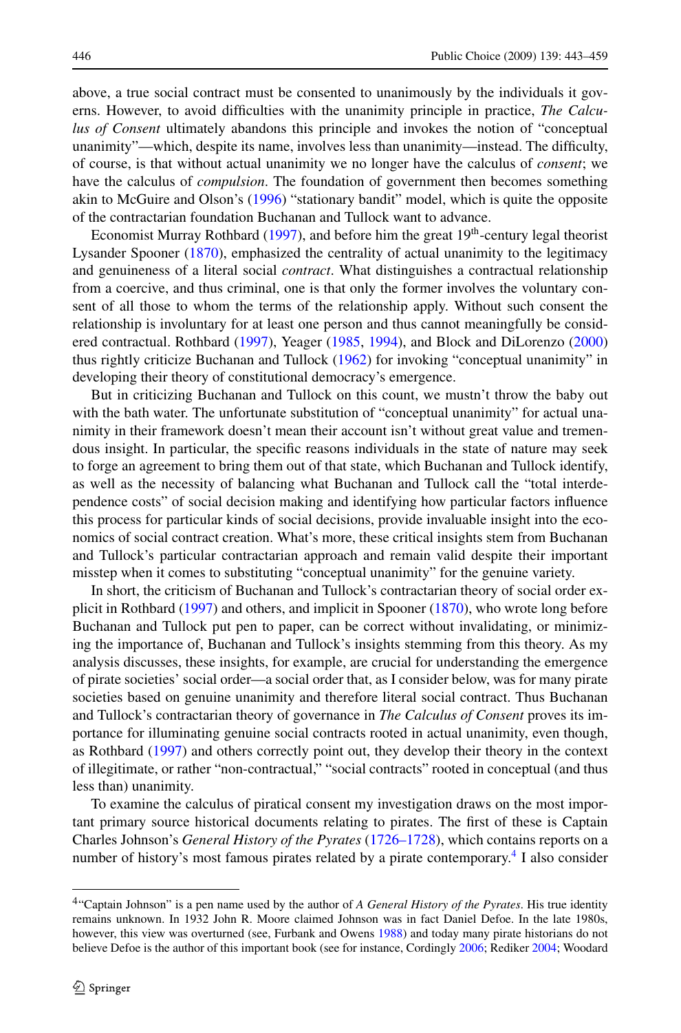above, a true social contract must be consented to unanimously by the individuals it governs. However, to avoid difficulties with the unanimity principle in practice, *The Calculus of Consent* ultimately abandons this principle and invokes the notion of "conceptual unanimity"—which, despite its name, involves less than unanimity—instead. The difficulty, of course, is that without actual unanimity we no longer have the calculus of *consent*; we have the calculus of *compulsion*. The foundation of government then becomes something akin to McGuire and Olson's (1996) "stationary bandit" model, which is quite the opposite of the contractarian foundation Buchanan and Tullock want to advance.

Economist Murray Rothbard (1997), and before him the great 19th-century legal theorist Lysander Spooner (1870), emphasized the centrality of actual unanimity to the legitimacy and genuineness of a literal social *contract*. What distinguishes a contractual relationship from a coercive, and thus criminal, one is that only the former involves the voluntary consent of all those to whom the terms of the relationship apply. Without such consent the relationship is involuntary for at least one person and thus cannot meaningfully be considered contractual. Rothbard (1997), Yeager (1985, 1994), and Block and DiLorenzo (2000) thus rightly criticize Buchanan and Tullock (1962) for invoking "conceptual unanimity" in developing their theory of constitutional democracy's emergence.

But in criticizing Buchanan and Tullock on this count, we mustn't throw the baby out with the bath water. The unfortunate substitution of "conceptual unanimity" for actual unanimity in their framework doesn't mean their account isn't without great value and tremendous insight. In particular, the specific reasons individuals in the state of nature may seek to forge an agreement to bring them out of that state, which Buchanan and Tullock identify, as well as the necessity of balancing what Buchanan and Tullock call the "total interdependence costs" of social decision making and identifying how particular factors influence this process for particular kinds of social decisions, provide invaluable insight into the economics of social contract creation. What's more, these critical insights stem from Buchanan and Tullock's particular contractarian approach and remain valid despite their important misstep when it comes to substituting "conceptual unanimity" for the genuine variety.

In short, the criticism of Buchanan and Tullock's contractarian theory of social order explicit in Rothbard (1997) and others, and implicit in Spooner (1870), who wrote long before Buchanan and Tullock put pen to paper, can be correct without invalidating, or minimizing the importance of, Buchanan and Tullock's insights stemming from this theory. As my analysis discusses, these insights, for example, are crucial for understanding the emergence of pirate societies' social order—a social order that, as I consider below, was for many pirate societies based on genuine unanimity and therefore literal social contract. Thus Buchanan and Tullock's contractarian theory of governance in *The Calculus of Consent* proves its importance for illuminating genuine social contracts rooted in actual unanimity, even though, as Rothbard (1997) and others correctly point out, they develop their theory in the context of illegitimate, or rather "non-contractual," "social contracts" rooted in conceptual (and thus less than) unanimity.

To examine the calculus of piratical consent my investigation draws on the most important primary source historical documents relating to pirates. The first of these is Captain Charles Johnson's *General History of the Pyrates* (1726–1728), which contains reports on a number of history's most famous pirates related by a pirate contemporary.[4] I also consider

---

[4] "Captain Johnson" is a pen name used by the author of *A General History of the Pyrates*. His true identity remains unknown. In 1932 John R. Moore claimed Johnson was in fact Daniel Defoe. In the late 1980s, however, this view was overturned (see, Furbank and Owens 1988) and today many pirate historians do not believe Defoe is the author of this important book (see for instance, Cordingly 2006; Rediker 2004; Woodard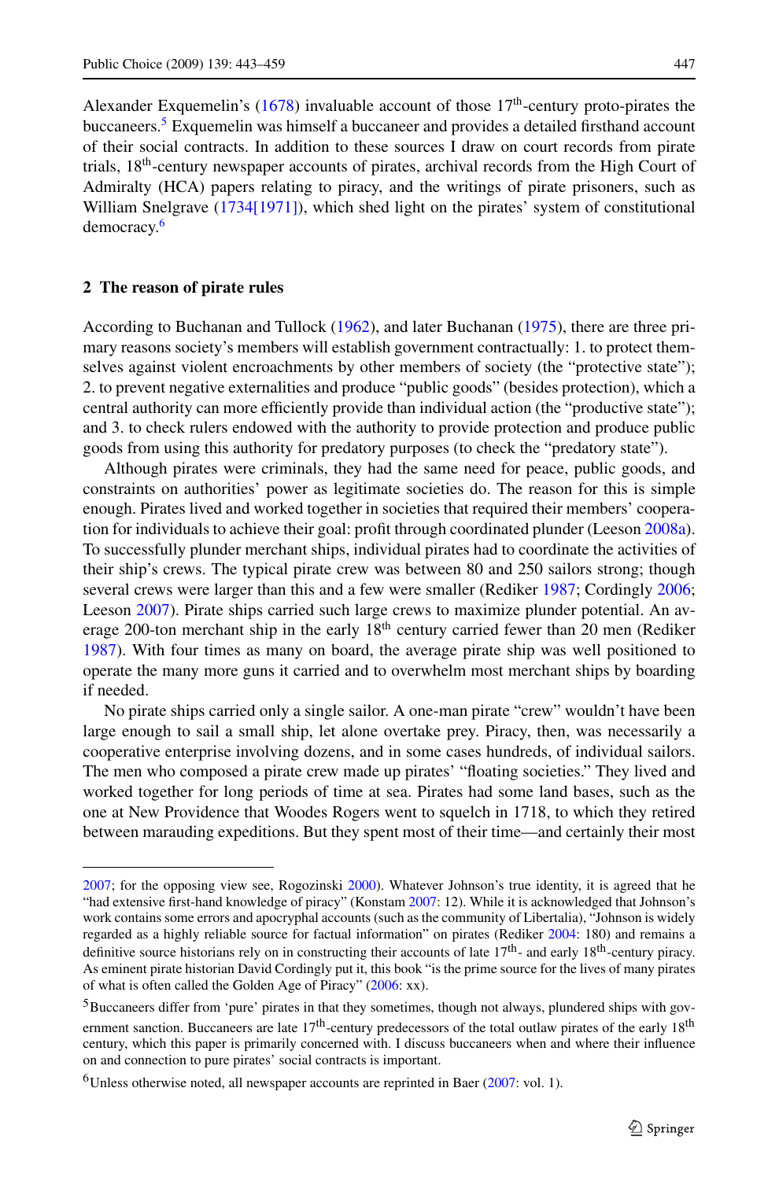Alexander Exquemelin's (1678) invaluable account of those 17th-century proto-pirates the buccaneers.[5] Exquemelin was himself a buccaneer and provides a detailed firsthand account of their social contracts. In addition to these sources I draw on court records from pirate trials, 18th-century newspaper accounts of pirates, archival records from the High Court of Admiralty (HCA) papers relating to piracy, and the writings of pirate prisoners, such as William Snelgrave (1734[1971]), which shed light on the pirates' system of constitutional democracy.[6]

## 2 The reason of pirate rules

According to Buchanan and Tullock (1962), and later Buchanan (1975), there are three primary reasons society's members will establish government contractually: 1. to protect themselves against violent encroachments by other members of society (the "protective state"); 2. to prevent negative externalities and produce "public goods" (besides protection), which a central authority can more efficiently provide than individual action (the "productive state"); and 3. to check rulers endowed with the authority to provide protection and produce public goods from using this authority for predatory purposes (to check the "predatory state").

Although pirates were criminals, they had the same need for peace, public goods, and constraints on authorities' power as legitimate societies do. The reason for this is simple enough. Pirates lived and worked together in societies that required their members' cooperation for individuals to achieve their goal: profit through coordinated plunder (Leeson 2008a). To successfully plunder merchant ships, individual pirates had to coordinate the activities of their ship's crews. The typical pirate crew was between 80 and 250 sailors strong; though several crews were larger than this and a few were smaller (Rediker 1987; Cordingly 2006; Leeson 2007). Pirate ships carried such large crews to maximize plunder potential. An average 200-ton merchant ship in the early 18th century carried fewer than 20 men (Rediker 1987). With four times as many on board, the average pirate ship was well positioned to operate the many more guns it carried and to overwhelm most merchant ships by boarding if needed.

No pirate ships carried only a single sailor. A one-man pirate "crew" wouldn't have been large enough to sail a small ship, let alone overtake prey. Piracy, then, was necessarily a cooperative enterprise involving dozens, and in some cases hundreds, of individual sailors. The men who composed a pirate crew made up pirates' "floating societies." They lived and worked together for long periods of time at sea. Pirates had some land bases, such as the one at New Providence that Woodes Rogers went to squelch in 1718, to which they retired between marauding expeditions. But they spent most of their time—and certainly their most

---

2007; for the opposing view, see, Rogozinski 2000). Whatever Johnson's true identity, it is agreed that he "had extensive first-hand knowledge of piracy" (Konstam 2007: 12). While it is acknowledged that Johnson's work contains some errors and apocryphal accounts (such as the community of Libertalia), "Johnson is widely regarded as a highly reliable source for factual information" on pirates (Rediker 2004: 180) and remains a definitive source historians rely on in constructing their accounts of late 17th- and early 18th-century piracy. As eminent pirate historian David Cordingly put it, this book "is the prime source for the lives of many pirates of what is often called the Golden Age of Piracy" (2006: xx).

[5] Buccaneers differ from 'pure' pirates in that they sometimes, though not always, plundered ships with government sanction. Buccaneers are late 17th-century predecessors of the total outlaw pirates of the early 18th century, which this paper is primarily concerned with. I discuss buccaneers when and where their influence on and connection to pure pirates' social contracts is important.

[6] Unless otherwise noted, all newspaper accounts are reprinted in Baer (2007: vol. 1).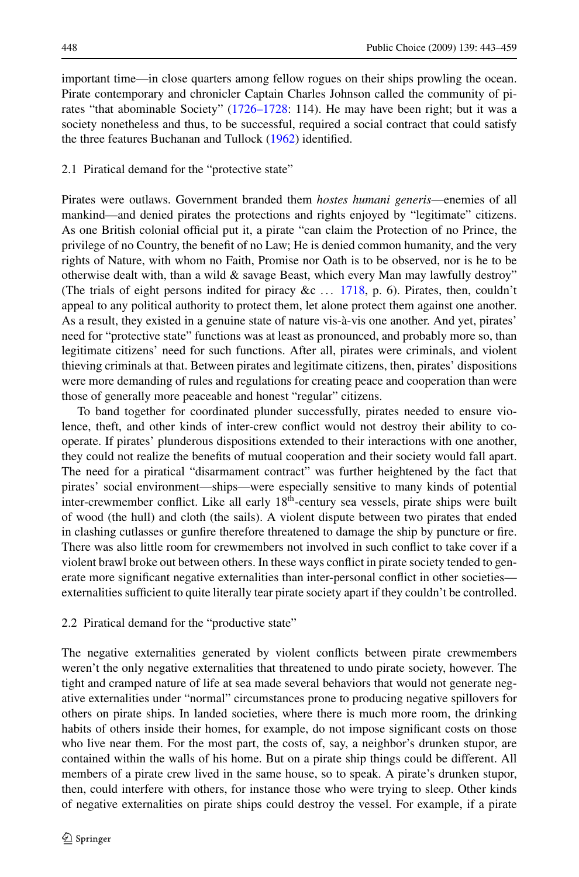important time—in close quarters among fellow rogues on their ships prowling the ocean. Pirate contemporary and chronicler Captain Charles Johnson called the community of pirates "that abominable Society" (1726–1728: 114). He may have been right; but it was a society nonetheless and thus, to be successful, required a social contract that could satisfy the three features Buchanan and Tullock (1962) identified.

### 2.1 Piratical demand for the "protective state"

Pirates were outlaws. Government branded them *hostes humani generis*—enemies of all mankind—and denied pirates the protections and rights enjoyed by "legitimate" citizens. As one British colonial official put it, a pirate "can claim the Protection of no Prince, the privilege of no Country, the benefit of no Law; He is denied common humanity, and the very rights of Nature, with whom no Faith, Promise nor Oath is to be observed, nor is he to be otherwise dealt with, than a wild & savage Beast, which every Man may lawfully destroy" (The trials of eight persons indited for piracy &c ... 1718, p. 6). Pirates, then, couldn't appeal to any political authority to protect them, let alone protect them against one another. As a result, they existed in a genuine state of nature vis-à-vis one another. And yet, pirates' need for "protective state" functions was at least as pronounced, and probably more so, than legitimate citizens' need for such functions. After all, pirates were criminals, and violent thieving criminals at that. Between pirates and legitimate citizens, then, pirates' dispositions were more demanding of rules and regulations for creating peace and cooperation than were those of generally more peaceable and honest "regular" citizens.

To band together for coordinated plunder successfully, pirates needed to ensure violence, theft, and other kinds of inter-crew conflict would not destroy their ability to cooperate. If pirates' plunderous dispositions extended to their interactions with one another, they could not realize the benefits of mutual cooperation and their society would fall apart. The need for a piratical "disarmament contract" was further heightened by the fact that pirates' social environment—ships—were especially sensitive to many kinds of potential inter-crewmember conflict. Like all early 18th-century sea vessels, pirate ships were built of wood (the hull) and cloth (the sails). A violent dispute between two pirates that ended in clashing cutlasses or gunfire therefore threatened to damage the ship by puncture or fire. There was also little room for crewmembers not involved in such conflict to take cover if a violent brawl broke out between others. In these ways conflict in pirate society tended to generate more significant negative externalities than inter-personal conflict in other societies—externalities sufficient to quite literally tear pirate society apart if they couldn't be controlled.

### 2.2 Piratical demand for the "productive state"

The negative externalities generated by violent conflicts between pirate crewmembers weren't the only negative externalities that threatened to undo pirate society, however. The tight and cramped nature of life at sea made several behaviors that would not generate negative externalities under "normal" circumstances prone to producing negative spillovers for others on pirate ships. In landed societies, where there is much more room, the drinking habits of others inside their homes, for example, do not impose significant costs on those who live near them. For the most part, the costs of, say, a neighbor's drunken stupor, are contained within the walls of his home. But on a pirate ship things could be different. All members of a pirate crew lived in the same house, so to speak. A pirate's drunken stupor, then, could interfere with others, for instance those who were trying to sleep. Other kinds of negative externalities on pirate ships could destroy the vessel. For example, if a pirate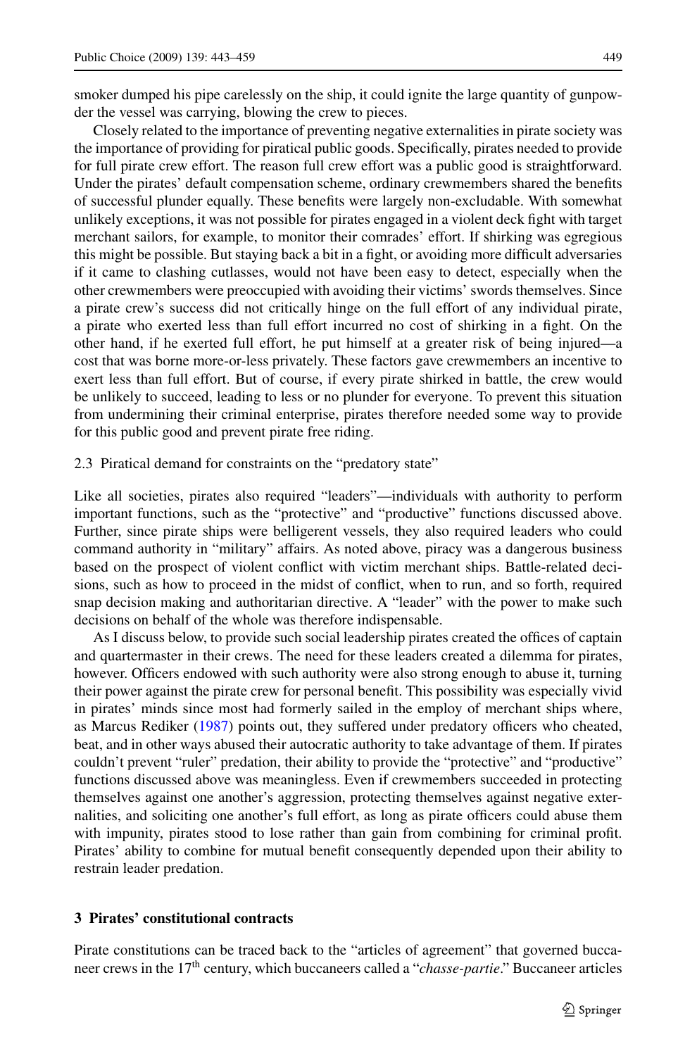smoker dumped his pipe carelessly on the ship, it could ignite the large quantity of gunpowder the vessel was carrying, blowing the crew to pieces.

Closely related to the importance of preventing negative externalities in pirate society was the importance of providing for piratical public goods. Specifically, pirates needed to provide for full pirate crew effort. The reason full crew effort was a public good is straightforward. Under the pirates' default compensation scheme, ordinary crewmembers shared the benefits of successful plunder equally. These benefits were largely non-excludable. With somewhat unlikely exceptions, it was not possible for pirates engaged in a violent deck fight with target merchant sailors, for example, to monitor their comrades' effort. If shirking was egregious this might be possible. But staying back a bit in a fight, or avoiding more difficult adversaries if it came to clashing cutlasses, would not have been easy to detect, especially when the other crewmembers were preoccupied with avoiding their victims' swords themselves. Since a pirate crew's success did not critically hinge on the full effort of any individual pirate, a pirate who exerted less than full effort incurred no cost of shirking in a fight. On the other hand, if he exerted full effort, he put himself at a greater risk of being injured—a cost that was borne more-or-less privately. These factors gave crewmembers an incentive to exert less than full effort. But of course, if every pirate shirked in battle, the crew would be unlikely to succeed, leading to less or no plunder for everyone. To prevent this situation from undermining their criminal enterprise, pirates therefore needed some way to provide for this public good and prevent pirate free riding.

### 2.3 Piratical demand for constraints on the "predatory state"

Like all societies, pirates also required "leaders"—individuals with authority to perform important functions, such as the "protective" and "productive" functions discussed above. Further, since pirate ships were belligerent vessels, they also required leaders who could command authority in "military" affairs. As noted above, piracy was a dangerous business based on the prospect of violent conflict with victim merchant ships. Battle-related decisions, such as how to proceed in the midst of conflict, when to run, and so forth, required snap decision making and authoritarian directive. A "leader" with the power to make such decisions on behalf of the whole was therefore indispensable.

As I discuss below, to provide such social leadership pirates created the offices of captain and quartermaster in their crews. The need for these leaders created a dilemma for pirates, however. Officers endowed with such authority were also strong enough to abuse it, turning their power against the pirate crew for personal benefit. This possibility was especially vivid in pirates' minds since most had formerly sailed in the employ of merchant ships where, as Marcus Rediker (1987) points out, they suffered under predatory officers who cheated, beat, and in other ways abused their autocratic authority to take advantage of them. If pirates couldn't prevent "ruler" predation, their ability to provide the "protective" and "productive" functions discussed above was meaningless. Even if crewmembers succeeded in protecting themselves against one another's aggression, protecting themselves against negative externalities, and soliciting one another's full effort, as long as pirate officers could abuse them with impunity, pirates stood to lose rather than gain from combining for criminal profit. Pirates' ability to combine for mutual benefit consequently depended upon their ability to restrain leader predation.

## 3 Pirates' constitutional contracts

Pirate constitutions can be traced back to the "articles of agreement" that governed buccaneer crews in the 17th century, which buccaneers called a "*chasse-partie*." Buccaneer articles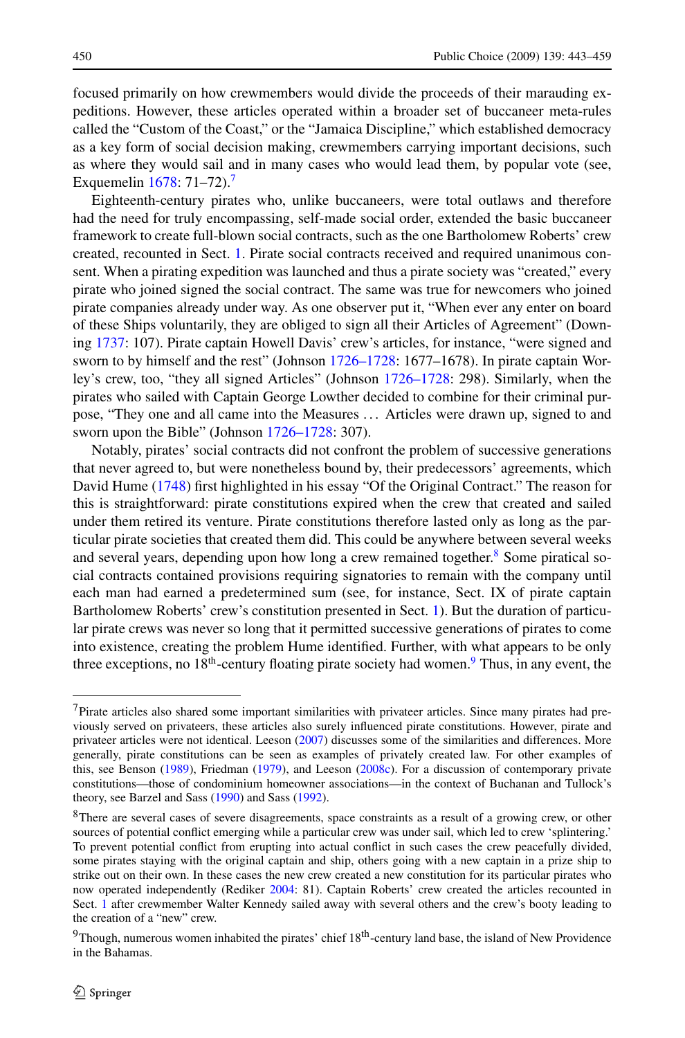focused primarily on how crewmembers would divide the proceeds of their marauding expeditions. However, these articles operated within a broader set of buccaneer meta-rules called the "Custom of the Coast," or the "Jamaica Discipline," which established democracy as a key form of social decision making, crewmembers carrying important decisions, such as where they would sail and in many cases who would lead them, by popular vote (see, Exquemelin 1678: 71–72).[7]

Eighteenth-century pirates who, unlike buccaneers, were total outlaws and therefore had the need for truly encompassing, self-made social order, extended the basic buccaneer framework to create full-blown social contracts, such as the one Bartholomew Roberts' crew created, recounted in Sect. 1. Pirate social contracts received and required unanimous consent. When a pirating expedition was launched and thus a pirate society was "created," every pirate who joined signed the social contract. The same was true for newcomers who joined pirate companies already under way. As one observer put it, "When ever any enter on board of these Ships voluntarily, they are obliged to sign all their Articles of Agreement" (Downing 1737: 107). Pirate captain Howell Davis' crew's articles, for instance, "were signed and sworn to by himself and the rest" (Johnson 1726–1728: 1677–1678). In pirate captain Worley's crew, too, "they all signed Articles" (Johnson 1726–1728: 298). Similarly, when the pirates who sailed with Captain George Lowther decided to combine for their criminal purpose, "They one and all came into the Measures … Articles were drawn up, signed to and sworn upon the Bible" (Johnson 1726–1728: 307).

Notably, pirates' social contracts did not confront the problem of successive generations that never agreed to, but were nonetheless bound by, their predecessors' agreements, which David Hume (1748) first highlighted in his essay "Of the Original Contract." The reason for this is straightforward: pirate constitutions expired when the crew that created and sailed under them retired its venture. Pirate constitutions therefore lasted only as long as the particular pirate societies that created them did. This could be anywhere between several weeks and several years, depending upon how long a crew remained together.[8] Some piratical social contracts contained provisions requiring signatories to remain with the company until each man had earned a predetermined sum (see, for instance, Sect. IX of pirate captain Bartholomew Roberts' crew's constitution presented in Sect. 1). But the duration of particular pirate crews was never so long that it permitted successive generations of pirates to come into existence, creating the problem Hume identified. Further, with what appears to be only three exceptions, no 18th-century floating pirate society had women.[9] Thus, in any event, the

---

[7] Pirate articles also shared some important similarities with privateer articles. Since many pirates had previously served on privateers, these articles also surely influenced pirate constitutions. However, pirate and privateer articles were not identical. Leeson (2007) discusses some of the similarities and differences. More generally, pirate constitutions can be seen as examples of privately created law. For other examples of this, see Benson (1989), Friedman (1979), and Leeson (2008c). For a discussion of contemporary private constitutions—those of condominium homeowner associations—in the context of Buchanan and Tullock's theory, see Barzel and Sass (1990) and Sass (1992).

[8] There are several cases of severe disagreements, space constraints as a result of a growing crew, or other sources of potential conflict emerging while a particular crew was under sail, which led to crew 'splintering.' To prevent potential conflict from erupting into actual conflict in such cases the crew peacefully divided, some pirates staying with the original captain and ship, others going with a new captain in a prize ship to strike out on their own. In these cases the new crew created a new constitution for its particular pirates who now operated independently (Rediker 2004: 81). Captain Roberts' crew created the articles recounted in Sect. 1 after crewmember Walter Kennedy sailed away with several others and the crew's booty leading to the creation of a "new" crew.

[9] Though, numerous women inhabited the pirates' chief 18th-century land base, the island of New Providence in the Bahamas.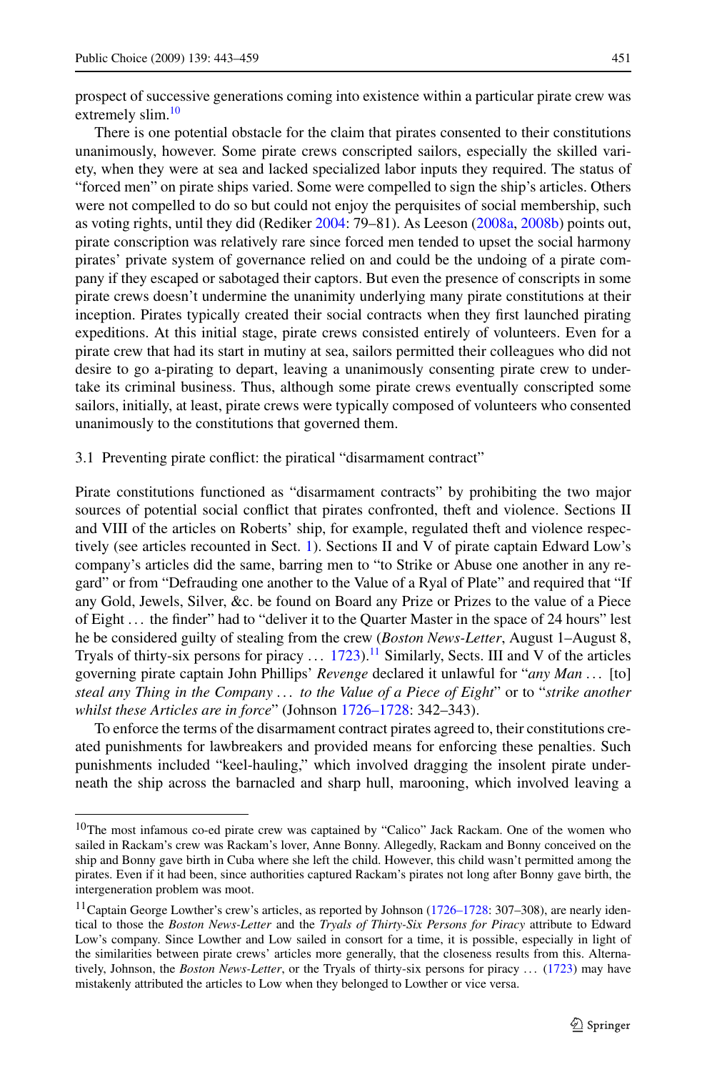prospect of successive generations coming into existence within a particular pirate crew was extremely slim.[10]

There is one potential obstacle for the claim that pirates consented to their constitutions unanimously, however. Some pirate crews conscripted sailors, especially the skilled variety, when they were at sea and lacked specialized labor inputs they required. The status of "forced men" on pirate ships varied. Some were compelled to sign the ship's articles. Others were not compelled to do so but could not enjoy the perquisites of social membership, such as voting rights, until they did (Rediker 2004: 79–81). As Leeson (2008a, 2008b) points out, pirate conscription was relatively rare since forced men tended to upset the social harmony pirates' private system of governance relied on and could be the undoing of a pirate company if they escaped or sabotaged their captors. But even the presence of conscripts in some pirate crews doesn't undermine the unanimity underlying many pirate constitutions at their inception. Pirates typically created their social contracts when they first launched pirating expeditions. At this initial stage, pirate crews consisted entirely of volunteers. Even for a pirate crew that had its start in mutiny at sea, sailors permitted their colleagues who did not desire to go a-pirating to depart, leaving a unanimously consenting pirate crew to undertake its criminal business. Thus, although some pirate crews eventually conscripted some sailors, initially, at least, pirate crews were typically composed of volunteers who consented unanimously to the constitutions that governed them.

### 3.1 Preventing pirate conflict: the piratical "disarmament contract"

Pirate constitutions functioned as "disarmament contracts" by prohibiting the two major sources of potential social conflict that pirates confronted, theft and violence. Sections II and VIII of the articles on Roberts' ship, for example, regulated theft and violence respectively (see articles recounted in Sect. 1). Sections II and V of pirate captain Edward Low's company's articles did the same, barring men to "to Strike or Abuse one another in any regard" or from "Defrauding one another to the Value of a Ryal of Plate" and required that "If any Gold, Jewels, Silver, &c. be found on Board any Prize or Prizes to the value of a Piece of Eight ... the finder" had to "deliver it to the Quarter Master in the space of 24 hours" lest he be considered guilty of stealing from the crew (*Boston News-Letter*, August 1–August 8, Tryals of thirty-six persons for piracy ... 1723).[11] Similarly, Sects. III and V of the articles governing pirate captain John Phillips' *Revenge* declared it unlawful for "*any Man* ... [to] *steal any Thing in the Company* ... *to the Value of a Piece of Eight*" or to "*strike another whilst these Articles are in force*" (Johnson 1726–1728: 342–343).

To enforce the terms of the disarmament contract pirates agreed to, their constitutions created punishments for lawbreakers and provided means for enforcing these penalties. Such punishments included "keel-hauling," which involved dragging the insolent pirate underneath the ship across the barnacled and sharp hull, marooning, which involved leaving a

---

[10] The most infamous co-ed pirate crew was captained by "Calico" Jack Rackam. One of the women who sailed in Rackam's crew was Rackam's lover, Anne Bonny. Allegedly, Rackam and Bonny conceived on the ship and Bonny gave birth in Cuba where she left the child. However, this child wasn't permitted among the pirates. Even if it had been, since authorities captured Rackam's pirates not long after Bonny gave birth, the intergeneration problem was moot.

[11] Captain George Lowther's crew's articles, as reported by Johnson (1726–1728: 307–308), are nearly identical to those the *Boston News-Letter* and the *Tryals of Thirty-Six Persons for Piracy* attribute to Edward Low's company. Since Lowther and Low sailed in consort for a time, it is possible, especially in light of the similarities between pirate crews' articles more generally, that the closeness results from this. Alternatively, Johnson, the *Boston News-Letter*, or the Tryals of thirty-six persons for piracy ... (1723) may have mistakenly attributed the articles to Low when they belonged to Lowther or vice versa.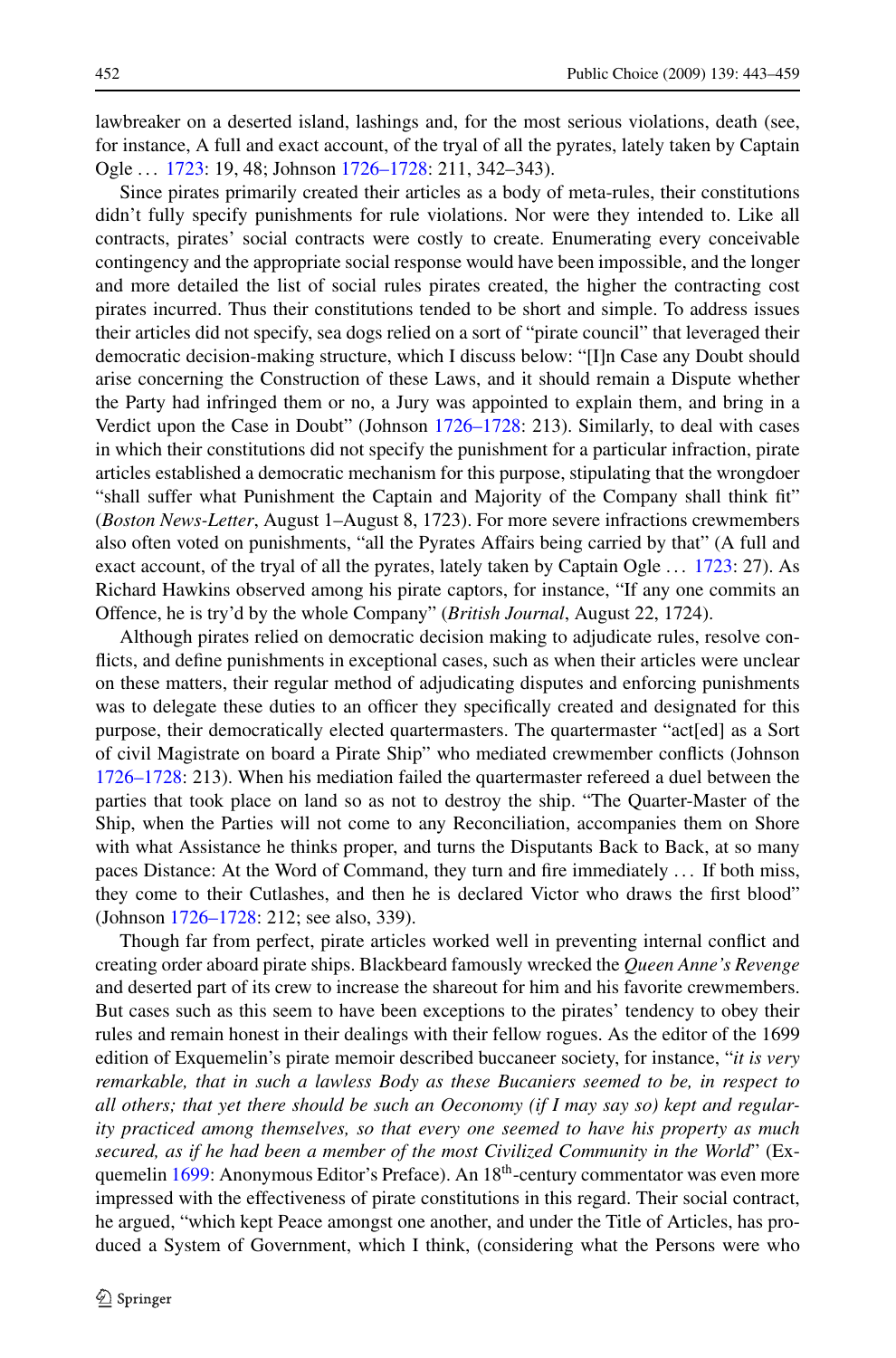lawbreaker on a deserted island, lashings and, for the most serious violations, death (see, for instance, A full and exact account, of the tryal of all the pyrates, lately taken by Captain Ogle … 1723: 19, 48; Johnson 1726–1728: 211, 342–343).

Since pirates primarily created their articles as a body of meta-rules, their constitutions didn't fully specify punishments for rule violations. Nor were they intended to. Like all contracts, pirates' social contracts were costly to create. Enumerating every conceivable contingency and the appropriate social response would have been impossible, and the longer and more detailed the list of social rules pirates created, the higher the contracting cost pirates incurred. Thus their constitutions tended to be short and simple. To address issues their articles did not specify, sea dogs relied on a sort of "pirate council" that leveraged their democratic decision-making structure, which I discuss below: "[I]n Case any Doubt should arise concerning the Construction of these Laws, and it should remain a Dispute whether the Party had infringed them or no, a Jury was appointed to explain them, and bring in a Verdict upon the Case in Doubt" (Johnson 1726–1728: 213). Similarly, to deal with cases in which their constitutions did not specify the punishment for a particular infraction, pirate articles established a democratic mechanism for this purpose, stipulating that the wrongdoer "shall suffer what Punishment the Captain and Majority of the Company shall think fit" (*Boston News-Letter*, August 1–August 8, 1723). For more severe infractions crewmembers also often voted on punishments, "all the Pyrates Affairs being carried by that" (A full and exact account, of the tryal of all the pyrates, lately taken by Captain Ogle … 1723: 27). As Richard Hawkins observed among his pirate captors, for instance, "If any one commits an Offence, he is try'd by the whole Company" (*British Journal*, August 22, 1724).

Although pirates relied on democratic decision making to adjudicate rules, resolve conflicts, and define punishments in exceptional cases, such as when their articles were unclear on these matters, their regular method of adjudicating disputes and enforcing punishments was to delegate these duties to an officer they specifically created and designated for this purpose, their democratically elected quartermasters. The quartermaster "act[ed] as a Sort of civil Magistrate on board a Pirate Ship" who mediated crewmember conflicts (Johnson 1726–1728: 213). When his mediation failed the quartermaster refereed a duel between the parties that took place on land so as not to destroy the ship. "The Quarter-Master of the Ship, when the Parties will not come to any Reconciliation, accompanies them on Shore with what Assistance he thinks proper, and turns the Disputants Back to Back, at so many paces Distance: At the Word of Command, they turn and fire immediately … If both miss, they come to their Cutlashes, and then he is declared Victor who draws the first blood" (Johnson 1726–1728: 212; see also, 339).

Though far from perfect, pirate articles worked well in preventing internal conflict and creating order aboard pirate ships. Blackbeard famously wrecked the *Queen Anne's Revenge* and deserted part of its crew to increase the shareout for him and his favorite crewmembers. But cases such as this seem to have been exceptions to the pirates' tendency to obey their rules and remain honest in their dealings with their fellow rogues. As the editor of the 1699 edition of Exquemelin's pirate memoir described buccaneer society, for instance, "*it is very remarkable, that in such a lawless Body as these Bucaniers seemed to be, in respect to all others; that yet there should be such an Oeconomy (if I may say so) kept and regularity practiced among themselves, so that every one seemed to have his property as much secured, as if he had been a member of the most Civilized Community in the World*" (Exquemelin 1699: Anonymous Editor's Preface). An 18th-century commentator was even more impressed with the effectiveness of pirate constitutions in this regard. Their social contract, he argued, "which kept Peace amongst one another, and under the Title of Articles, has produced a System of Government, which I think, (considering what the Persons were who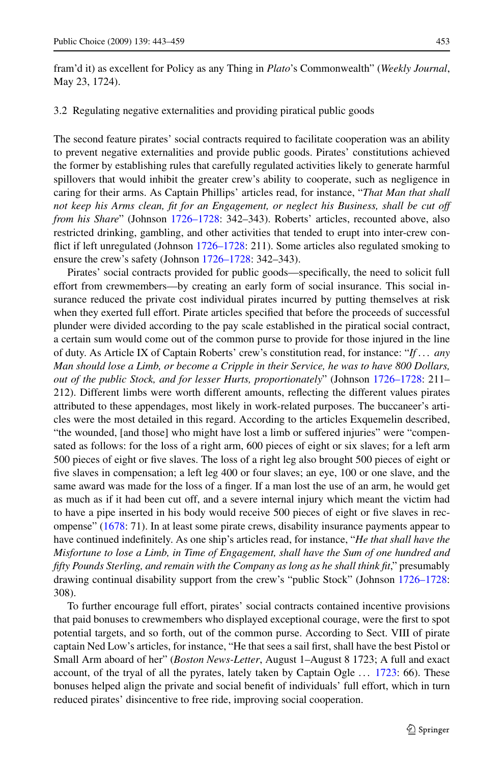fram'd it) as excellent for Policy as any Thing in *Plato*'s Commonwealth" (*Weekly Journal*, May 23, 1724).

### 3.2 Regulating negative externalities and providing piratical public goods

The second feature pirates' social contracts required to facilitate cooperation was an ability to prevent negative externalities and provide public goods. Pirates' constitutions achieved the former by establishing rules that carefully regulated activities likely to generate harmful spillovers that would inhibit the greater crew's ability to cooperate, such as negligence in caring for their arms. As Captain Phillips' articles read, for instance, "*That Man that shall not keep his Arms clean, fit for an Engagement, or neglect his Business, shall be cut off from his Share*" (Johnson 1726–1728: 342–343). Roberts' articles, recounted above, also restricted drinking, gambling, and other activities that tended to erupt into inter-crew conflict if left unregulated (Johnson 1726–1728: 211). Some articles also regulated smoking to ensure the crew's safety (Johnson 1726–1728: 342–343).

Pirates' social contracts provided for public goods—specifically, the need to solicit full effort from crewmembers—by creating an early form of social insurance. This social insurance reduced the private cost individual pirates incurred by putting themselves at risk when they exerted full effort. Pirate articles specified that before the proceeds of successful plunder were divided according to the pay scale established in the piratical social contract, a certain sum would come out of the common purse to provide for those injured in the line of duty. As Article IX of Captain Roberts' crew's constitution read, for instance: "*If ... any Man should lose a Limb, or become a Cripple in their Service, he was to have 800 Dollars, out of the public Stock, and for lesser Hurts, proportionately*" (Johnson 1726–1728: 211–212). Different limbs were worth different amounts, reflecting the different values pirates attributed to these appendages, most likely in work-related purposes. The buccaneer's articles were the most detailed in this regard. According to the articles Exquemelin described, "the wounded, [and those] who might have lost a limb or suffered injuries" were "compensated as follows: for the loss of a right arm, 600 pieces of eight or six slaves; for a left arm 500 pieces of eight or five slaves. The loss of a right leg also brought 500 pieces of eight or five slaves in compensation; a left leg 400 or four slaves; an eye, 100 or one slave, and the same award was made for the loss of a finger. If a man lost the use of an arm, he would get as much as if it had been cut off, and a severe internal injury which meant the victim had to have a pipe inserted in his body would receive 500 pieces of eight or five slaves in recompense" (1678: 71). In at least some pirate crews, disability insurance payments appear to have continued indefinitely. As one ship's articles read, for instance, "*He that shall have the Misfortune to lose a Limb, in Time of Engagement, shall have the Sum of one hundred and fifty Pounds Sterling, and remain with the Company as long as he shall think fit*," presumably drawing continual disability support from the crew's "public Stock" (Johnson 1726–1728: 308).

To further encourage full effort, pirates' social contracts contained incentive provisions that paid bonuses to crewmembers who displayed exceptional courage, were the first to spot potential targets, and so forth, out of the common purse. According to Sect. VIII of pirate captain Ned Low's articles, for instance, "He that sees a sail first, shall have the best Pistol or Small Arm aboard of her" (*Boston News-Letter*, August 1–August 8 1723; A full and exact account, of the tryal of all the pyrates, lately taken by Captain Ogle ... 1723: 66). These bonuses helped align the private and social benefit of individuals' full effort, which in turn reduced pirates' disincentive to free ride, improving social cooperation.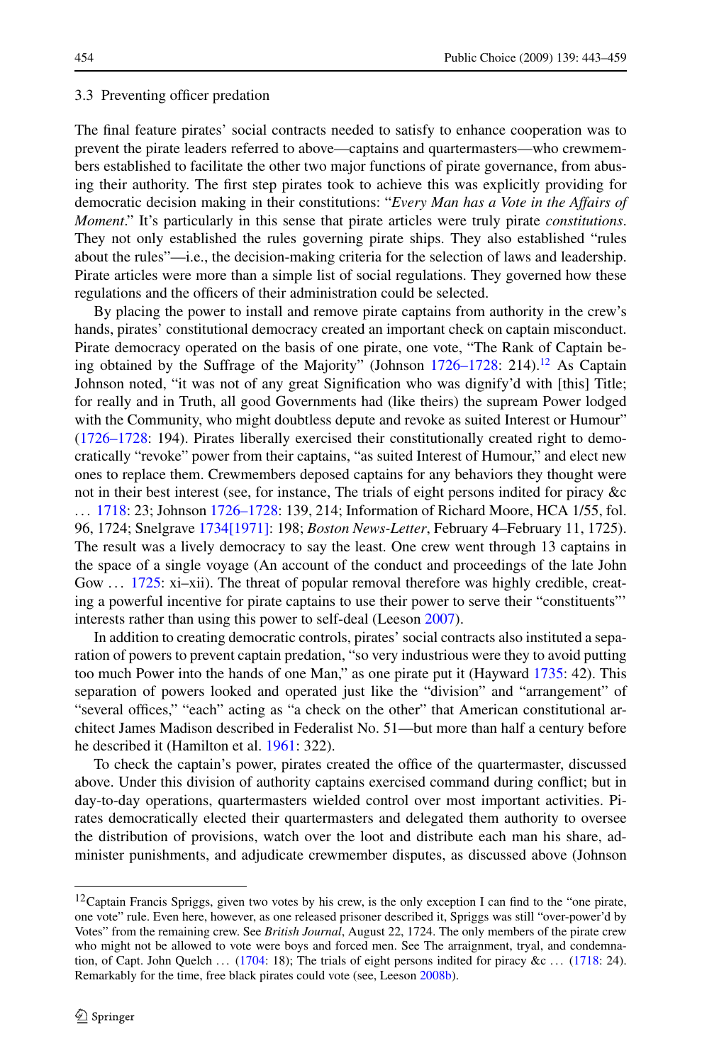### 3.3 Preventing officer predation

The final feature pirates' social contracts needed to satisfy to enhance cooperation was to prevent the pirate leaders referred to above—captains and quartermasters—who crewmembers established to facilitate the other two major functions of pirate governance, from abusing their authority. The first step pirates took to achieve this was explicitly providing for democratic decision making in their constitutions: "*Every Man has a Vote in the Affairs of Moment*." It's particularly in this sense that pirate articles were truly pirate *constitutions*. They not only established the rules governing pirate ships. They also established "rules about the rules"—i.e., the decision-making criteria for the selection of laws and leadership. Pirate articles were more than a simple list of social regulations. They governed how these regulations and the officers of their administration could be selected.

By placing the power to install and remove pirate captains from authority in the crew's hands, pirates' constitutional democracy created an important check on captain misconduct. Pirate democracy operated on the basis of one pirate, one vote, "The Rank of Captain being obtained by the Suffrage of the Majority" (Johnson 1726–1728: 214).[12] As Captain Johnson noted, "it was not of any great Signification who was dignify'd with [this] Title; for really and in Truth, all good Governments had (like theirs) the supream Power lodged with the Community, who might doubtless depute and revoke as suited Interest or Humour" (1726–1728: 194). Pirates liberally exercised their constitutionally created right to democratically "revoke" power from their captains, "as suited Interest of Humour," and elect new ones to replace them. Crewmembers deposed captains for any behaviors they thought were not in their best interest (see, for instance, The trials of eight persons indited for piracy &c … 1718: 23; Johnson 1726–1728: 139, 214; Information of Richard Moore, HCA 1/55, fol. 96, 1724; Snelgrave 1734[1971]: 198; *Boston News-Letter*, February 4–February 11, 1725). The result was a lively democracy to say the least. One crew went through 13 captains in the space of a single voyage (An account of the conduct and proceedings of the late John Gow … 1725: xi–xii). The threat of popular removal therefore was highly credible, creating a powerful incentive for pirate captains to use their power to serve their "constituents"' interests rather than using this power to self-deal (Leeson 2007).

In addition to creating democratic controls, pirates' social contracts also instituted a separation of powers to prevent captain predation, "so very industrious were they to avoid putting too much Power into the hands of one Man," as one pirate put it (Hayward 1735: 42). This separation of powers looked and operated just like the "division" and "arrangement" of "several offices," "each" acting as "a check on the other" that American constitutional architect James Madison described in Federalist No. 51—but more than half a century before he described it (Hamilton et al. 1961: 322).

To check the captain's power, pirates created the office of the quartermaster, discussed above. Under this division of authority captains exercised command during conflict; but in day-to-day operations, quartermasters wielded control over most important activities. Pirates democratically elected their quartermasters and delegated them authority to oversee the distribution of provisions, watch over the loot and distribute each man his share, administer punishments, and adjudicate crewmember disputes, as discussed above (Johnson

[12] Captain Francis Spriggs, given two votes by his crew, is the only exception I can find to the "one pirate, one vote" rule. Even here, however, as one released prisoner described it, Spriggs was still "over-power'd by Votes" from the remaining crew. See *British Journal*, August 22, 1724. The only members of the pirate crew who might not be allowed to vote were boys and forced men. See The arraignment, tryal, and condemnation, of Capt. John Quelch … (1704: 18); The trials of eight persons indited for piracy &c … (1718: 24). Remarkably for the time, free black pirates could vote (see, Leeson 2008b).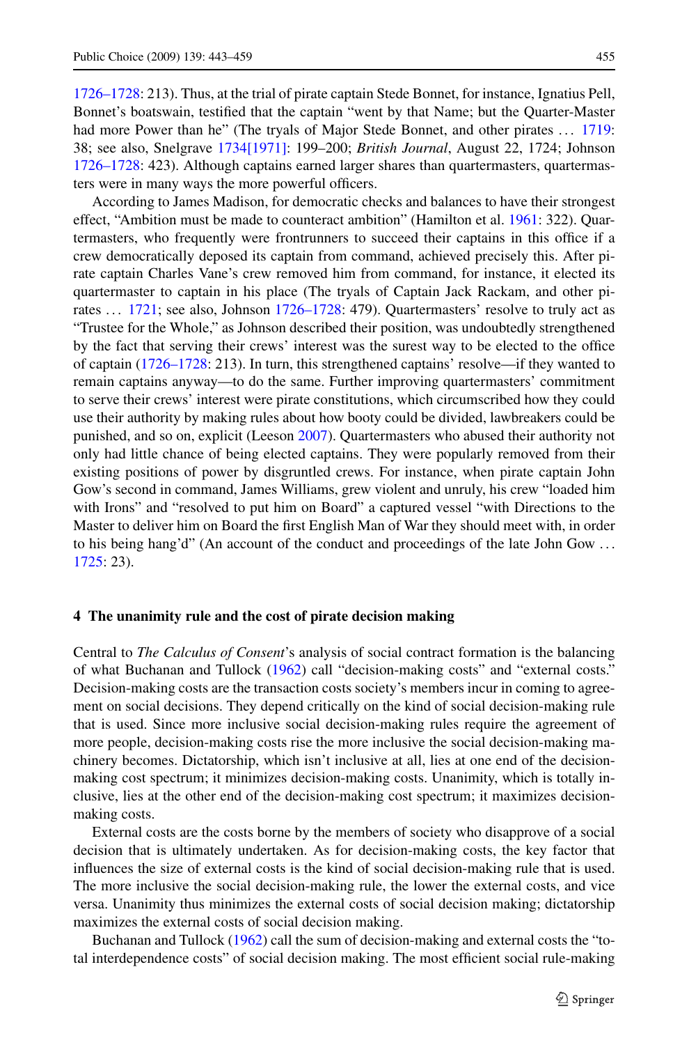1726–1728: 213). Thus, at the trial of pirate captain Stede Bonnet, for instance, Ignatius Pell, Bonnet's boatswain, testified that the captain "went by that Name; but the Quarter-Master had more Power than he" (The tryals of Major Stede Bonnet, and other pirates … 1719: 38; see also, Snelgrave 1734[1971]: 199–200; *British Journal*, August 22, 1724; Johnson 1726–1728: 423). Although captains earned larger shares than quartermasters, quartermasters were in many ways the more powerful officers.

According to James Madison, for democratic checks and balances to have their strongest effect, "Ambition must be made to counteract ambition" (Hamilton et al. 1961: 322). Quartermasters, who frequently were frontrunners to succeed their captains in this office if a crew democratically deposed its captain from command, achieved precisely this. After pirate captain Charles Vane's crew removed him from command, for instance, it elected its quartermaster to captain in his place (The tryals of Captain Jack Rackam, and other pirates … 1721; see also, Johnson 1726–1728: 479). Quartermasters' resolve to truly act as "Trustee for the Whole," as Johnson described their position, was undoubtedly strengthened by the fact that serving their crews' interest was the surest way to be elected to the office of captain (1726–1728: 213). In turn, this strengthened captains' resolve—if they wanted to remain captains anyway—to do the same. Further improving quartermasters' commitment to serve their crews' interest were pirate constitutions, which circumscribed how they could use their authority by making rules about how booty could be divided, lawbreakers could be punished, and so on, explicit (Leeson 2007). Quartermasters who abused their authority not only had little chance of being elected captains. They were popularly removed from their existing positions of power by disgruntled crews. For instance, when pirate captain John Gow's second in command, James Williams, grew violent and unruly, his crew "loaded him with Irons" and "resolved to put him on Board" a captured vessel "with Directions to the Master to deliver him on Board the first English Man of War they should meet with, in order to his being hang'd" (An account of the conduct and proceedings of the late John Gow … 1725: 23).

## 4 The unanimity rule and the cost of pirate decision making

Central to *The Calculus of Consent*'s analysis of social contract formation is the balancing of what Buchanan and Tullock (1962) call "decision-making costs" and "external costs." Decision-making costs are the transaction costs society's members incur in coming to agreement on social decisions. They depend critically on the kind of social decision-making rule that is used. Since more inclusive social decision-making rules require the agreement of more people, decision-making costs rise the more inclusive the social decision-making machinery becomes. Dictatorship, which isn't inclusive at all, lies at one end of the decision-making cost spectrum; it minimizes decision-making costs. Unanimity, which is totally inclusive, lies at the other end of the decision-making cost spectrum; it maximizes decision-making costs.

External costs are the costs borne by the members of society who disapprove of a social decision that is ultimately undertaken. As for decision-making costs, the key factor that influences the size of external costs is the kind of social decision-making rule that is used. The more inclusive the social decision-making rule, the lower the external costs, and vice versa. Unanimity thus minimizes the external costs of social decision making; dictatorship maximizes the external costs of social decision making.

Buchanan and Tullock (1962) call the sum of decision-making and external costs the "total interdependence costs" of social decision making. The most efficient social rule-making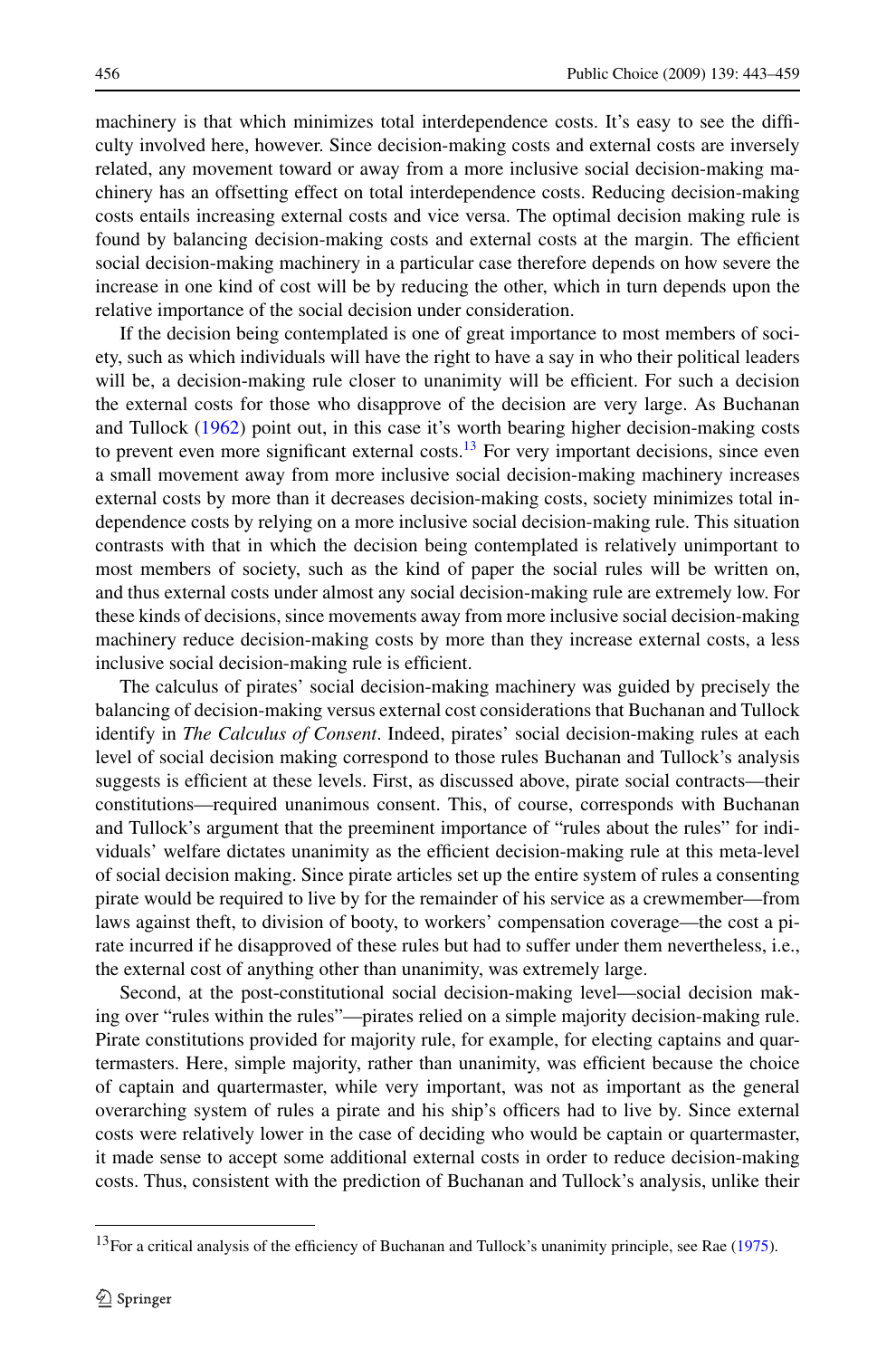machinery is that which minimizes total interdependence costs. It's easy to see the difficulty involved here, however. Since decision-making costs and external costs are inversely related, any movement toward or away from a more inclusive social decision-making machinery has an offsetting effect on total interdependence costs. Reducing decision-making costs entails increasing external costs and vice versa. The optimal decision making rule is found by balancing decision-making costs and external costs at the margin. The efficient social decision-making machinery in a particular case therefore depends on how severe the increase in one kind of cost will be by reducing the other, which in turn depends upon the relative importance of the social decision under consideration.

If the decision being contemplated is one of great importance to most members of society, such as which individuals will have the right to have a say in who their political leaders will be, a decision-making rule closer to unanimity will be efficient. For such a decision the external costs for those who disapprove of the decision are very large. As Buchanan and Tullock (1962) point out, in this case it's worth bearing higher decision-making costs to prevent even more significant external costs.[13] For very important decisions, since even a small movement away from more inclusive social decision-making machinery increases external costs by more than it decreases decision-making costs, society minimizes total independence costs by relying on a more inclusive social decision-making rule. This situation contrasts with that in which the decision being contemplated is relatively unimportant to most members of society, such as the kind of paper the social rules will be written on, and thus external costs under almost any social decision-making rule are extremely low. For these kinds of decisions, since movements away from more inclusive social decision-making machinery reduce decision-making costs by more than they increase external costs, a less inclusive social decision-making rule is efficient.

The calculus of pirates' social decision-making machinery was guided by precisely the balancing of decision-making versus external cost considerations that Buchanan and Tullock identify in *The Calculus of Consent*. Indeed, pirates' social decision-making rules at each level of social decision making correspond to those rules Buchanan and Tullock's analysis suggests is efficient at these levels. First, as discussed above, pirate social contracts—their constitutions—required unanimous consent. This, of course, corresponds with Buchanan and Tullock's argument that the preeminent importance of "rules about the rules" for individuals' welfare dictates unanimity as the efficient decision-making rule at this meta-level of social decision making. Since pirate articles set up the entire system of rules a consenting pirate would be required to live by for the remainder of his service as a crewmember—from laws against theft, to division of booty, to workers' compensation coverage—the cost a pirate incurred if he disapproved of these rules but had to suffer under them nevertheless, i.e., the external cost of anything other than unanimity, was extremely large.

Second, at the post-constitutional social decision-making level—social decision making over "rules within the rules"—pirates relied on a simple majority decision-making rule. Pirate constitutions provided for majority rule, for example, for electing captains and quartermasters. Here, simple majority, rather than unanimity, was efficient because the choice of captain and quartermaster, while very important, was not as important as the general overarching system of rules a pirate and his ship's officers had to live by. Since external costs were relatively lower in the case of deciding who would be captain or quartermaster, it made sense to accept some additional external costs in order to reduce decision-making costs. Thus, consistent with the prediction of Buchanan and Tullock's analysis, unlike their

[13] For a critical analysis of the efficiency of Buchanan and Tullock's unanimity principle, see Rae (1975).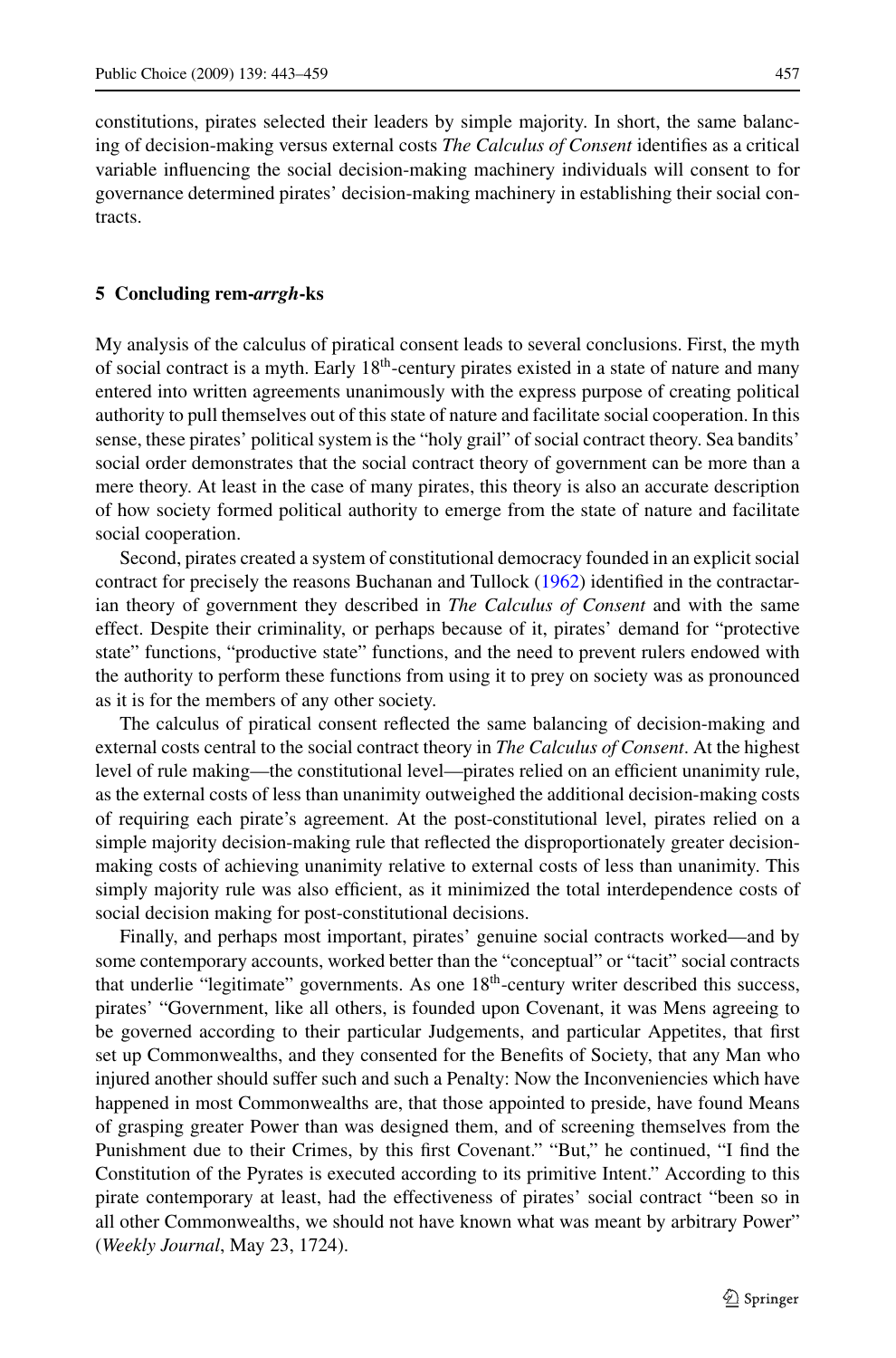constitutions, pirates selected their leaders by simple majority. In short, the same balancing of decision-making versus external costs *The Calculus of Consent* identifies as a critical variable influencing the social decision-making machinery individuals will consent to for governance determined pirates' decision-making machinery in establishing their social contracts.

## 5 Concluding rem-*arrgh*-ks

My analysis of the calculus of piratical consent leads to several conclusions. First, the myth of social contract is a myth. Early 18th-century pirates existed in a state of nature and many entered into written agreements unanimously with the express purpose of creating political authority to pull themselves out of this state of nature and facilitate social cooperation. In this sense, these pirates' political system is the "holy grail" of social contract theory. Sea bandits' social order demonstrates that the social contract theory of government can be more than a mere theory. At least in the case of many pirates, this theory is also an accurate description of how society formed political authority to emerge from the state of nature and facilitate social cooperation.

Second, pirates created a system of constitutional democracy founded in an explicit social contract for precisely the reasons Buchanan and Tullock (1962) identified in the contractarian theory of government they described in *The Calculus of Consent* and with the same effect. Despite their criminality, or perhaps because of it, pirates' demand for "protective state" functions, "productive state" functions, and the need to prevent rulers endowed with the authority to perform these functions from using it to prey on society was as pronounced as it is for the members of any other society.

The calculus of piratical consent reflected the same balancing of decision-making and external costs central to the social contract theory in *The Calculus of Consent*. At the highest level of rule making—the constitutional level—pirates relied on an efficient unanimity rule, as the external costs of less than unanimity outweighed the additional decision-making costs of requiring each pirate's agreement. At the post-constitutional level, pirates relied on a simple majority decision-making rule that reflected the disproportionately greater decision-making costs of achieving unanimity relative to external costs of less than unanimity. This simply majority rule was also efficient, as it minimized the total interdependence costs of social decision making for post-constitutional decisions.

Finally, and perhaps most important, pirates' genuine social contracts worked—and by some contemporary accounts, worked better than the "conceptual" or "tacit" social contracts that underlie "legitimate" governments. As one 18th-century writer described this success, pirates' "Government, like all others, is founded upon Covenant, it was Mens agreeing to be governed according to their particular Judgements, and particular Appetites, that first set up Commonwealths, and they consented for the Benefits of Society, that any Man who injured another should suffer such and such a Penalty: Now the Inconveniencies which have happened in most Commonwealths are, that those appointed to preside, have found Means of grasping greater Power than was designed them, and of screening themselves from the Punishment due to their Crimes, by this first Covenant." "But," he continued, "I find the Constitution of the Pyrates is executed according to its primitive Intent." According to this pirate contemporary at least, had the effectiveness of pirates' social contract "been so in all other Commonwealths, we should not have known what was meant by arbitrary Power" (*Weekly Journal*, May 23, 1724).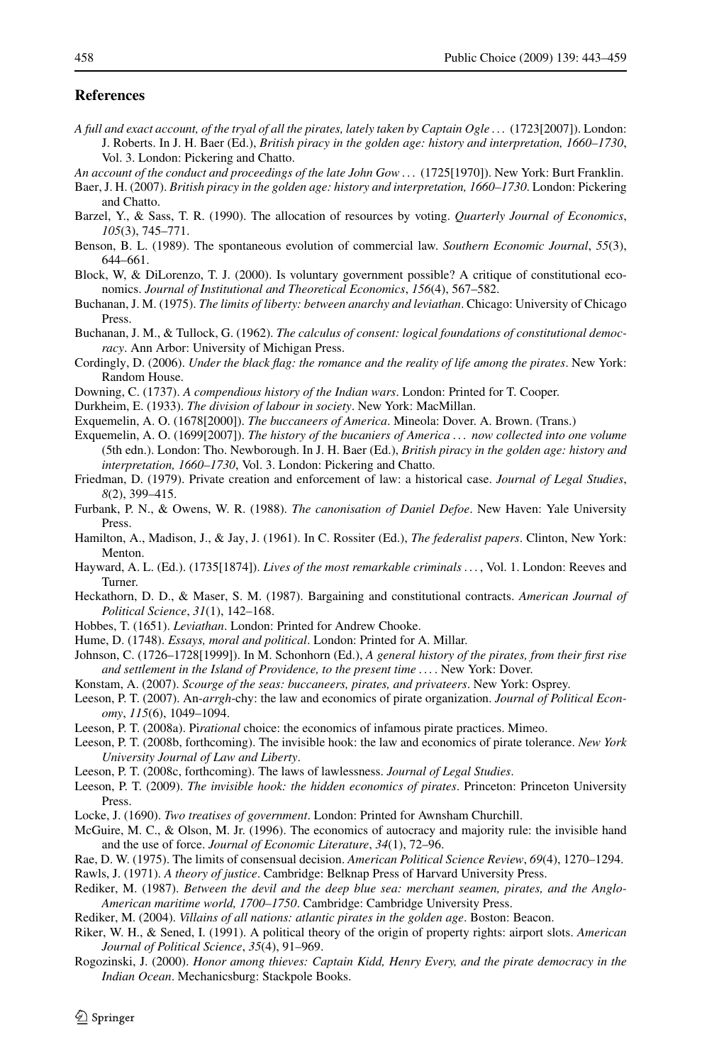## References

*A full and exact account, of the tryal of all the pirates, lately taken by Captain Ogle …* (1723[2007]). London: J. Roberts. In J. H. Baer (Ed.), *British piracy in the golden age: history and interpretation, 1660–1730*, Vol. 3. London: Pickering and Chatto.

*An account of the conduct and proceedings of the late John Gow …* (1725[1970]). New York: Burt Franklin.

Baer, J. H. (2007). *British piracy in the golden age: history and interpretation, 1660–1730*. London: Pickering and Chatto.

Barzel, Y., & Sass, T. R. (1990). The allocation of resources by voting. *Quarterly Journal of Economics*, *105*(3), 745–771.

Benson, B. L. (1989). The spontaneous evolution of commercial law. *Southern Economic Journal*, *55*(3), 644–661.

Block, W, & DiLorenzo, T. J. (2000). Is voluntary government possible? A critique of constitutional economics. *Journal of Institutional and Theoretical Economics*, *156*(4), 567–582.

Buchanan, J. M. (1975). *The limits of liberty: between anarchy and leviathan*. Chicago: University of Chicago Press.

Buchanan, J. M., & Tullock, G. (1962). *The calculus of consent: logical foundations of constitutional democracy*. Ann Arbor: University of Michigan Press.

Cordingly, D. (2006). *Under the black flag: the romance and the reality of life among the pirates*. New York: Random House.

Downing, C. (1737). *A compendious history of the Indian wars*. London: Printed for T. Cooper.

Durkheim, E. (1933). *The division of labour in society*. New York: MacMillan.

Exquemelin, A. O. (1678[2000]). *The buccaneers of America*. Mineola: Dover. A. Brown. (Trans.)

Exquemelin, A. O. (1699[2007]). *The history of the bucaniers of America … now collected into one volume* (5th edn.). London: Tho. Newborough. In J. H. Baer (Ed.), *British piracy in the golden age: history and interpretation, 1660–1730*, Vol. 3. London: Pickering and Chatto.

Friedman, D. (1979). Private creation and enforcement of law: a historical case. *Journal of Legal Studies*, *8*(2), 399–415.

Furbank, P. N., & Owens, W. R. (1988). *The canonisation of Daniel Defoe*. New Haven: Yale University Press.

Hamilton, A., Madison, J., & Jay, J. (1961). In C. Rossiter (Ed.), *The federalist papers*. Clinton, New York: Menton.

Hayward, A. L. (Ed.). (1735[1874]). *Lives of the most remarkable criminals …*, Vol. 1. London: Reeves and Turner.

Heckathorn, D. D., & Maser, S. M. (1987). Bargaining and constitutional contracts. *American Journal of Political Science*, *31*(1), 142–168.

Hobbes, T. (1651). *Leviathan*. London: Printed for Andrew Chooke.

Hume, D. (1748). *Essays, moral and political*. London: Printed for A. Millar.

Johnson, C. (1726–1728[1999]). In M. Schonhorn (Ed.), *A general history of the pirates, from their first rise and settlement in the Island of Providence, to the present time …*. New York: Dover.

Konstam, A. (2007). *Scourge of the seas: buccaneers, pirates, and privateers*. New York: Osprey.

Leeson, P. T. (2007). An-*arrgh*-chy: the law and economics of pirate organization. *Journal of Political Economy*, *115*(6), 1049–1094.

Leeson, P. T. (2008a). Pi*rational* choice: the economics of infamous pirate practices. Mimeo.

Leeson, P. T. (2008b, forthcoming). The invisible hook: the law and economics of pirate tolerance. *New York University Journal of Law and Liberty*.

Leeson, P. T. (2008c, forthcoming). The laws of lawlessness. *Journal of Legal Studies*.

Leeson, P. T. (2009). *The invisible hook: the hidden economics of pirates*. Princeton: Princeton University Press.

Locke, J. (1690). *Two treatises of government*. London: Printed for Awnsham Churchill.

McGuire, M. C., & Olson, M. Jr. (1996). The economics of autocracy and majority rule: the invisible hand and the use of force. *Journal of Economic Literature*, *34*(1), 72–96.

Rae, D. W. (1975). The limits of consensual decision. *American Political Science Review*, *69*(4), 1270–1294.

Rawls, J. (1971). *A theory of justice*. Cambridge: Belknap Press of Harvard University Press.

Rediker, M. (1987). *Between the devil and the deep blue sea: merchant seamen, pirates, and the Anglo-American maritime world, 1700–1750*. Cambridge: Cambridge University Press.

Rediker, M. (2004). *Villains of all nations: atlantic pirates in the golden age*. Boston: Beacon.

Riker, W. H., & Sened, I. (1991). A political theory of the origin of property rights: airport slots. *American Journal of Political Science*, *35*(4), 91–969.

Rogozinski, J. (2000). *Honor among thieves: Captain Kidd, Henry Every, and the pirate democracy in the Indian Ocean*. Mechanicsburg: Stackpole Books.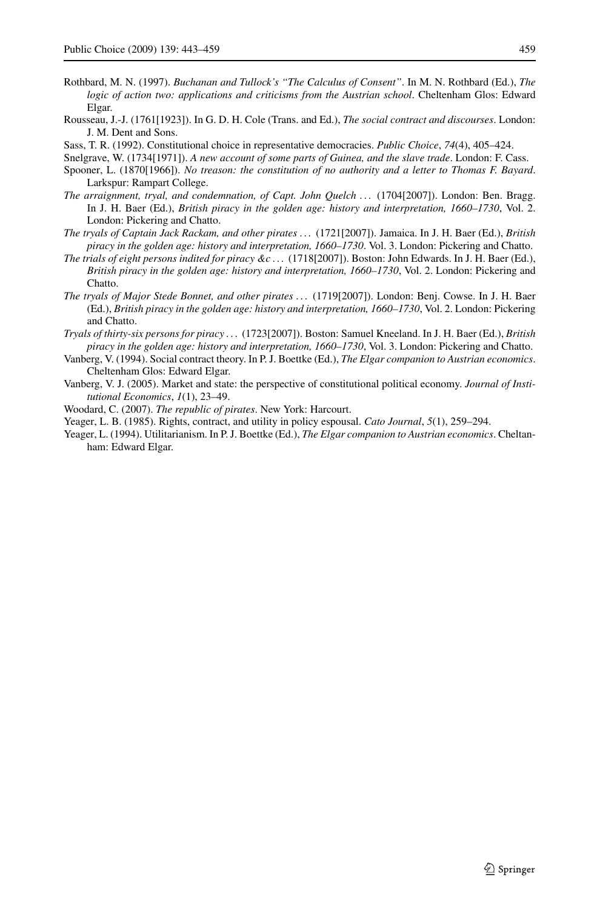Rothbard, M. N. (1997). *Buchanan and Tullock's "The Calculus of Consent"*. In M. N. Rothbard (Ed.), *The logic of action two: applications and criticisms from the Austrian school*. Cheltenham Glos: Edward Elgar.

Rousseau, J.-J. (1761[1923]). In G. D. H. Cole (Trans. and Ed.), *The social contract and discourses*. London: J. M. Dent and Sons.

Sass, T. R. (1992). Constitutional choice in representative democracies. *Public Choice*, *74*(4), 405–424.

Snelgrave, W. (1734[1971]). *A new account of some parts of Guinea, and the slave trade*. London: F. Cass.

Spooner, L. (1870[1966]). *No treason: the constitution of no authority and a letter to Thomas F. Bayard*. Larkspur: Rampart College.

*The arraignment, tryal, and condemnation, of Capt. John Quelch ...* (1704[2007]). London: Ben. Bragg. In J. H. Baer (Ed.), *British piracy in the golden age: history and interpretation, 1660–1730*, Vol. 2. London: Pickering and Chatto.

*The tryals of Captain Jack Rackam, and other pirates ...* (1721[2007]). Jamaica. In J. H. Baer (Ed.), *British piracy in the golden age: history and interpretation, 1660–1730*. Vol. 3. London: Pickering and Chatto.

*The trials of eight persons indited for piracy &c ...* (1718[2007]). Boston: John Edwards. In J. H. Baer (Ed.), *British piracy in the golden age: history and interpretation, 1660–1730*, Vol. 2. London: Pickering and Chatto.

*The tryals of Major Stede Bonnet, and other pirates ...* (1719[2007]). London: Benj. Cowse. In J. H. Baer (Ed.), *British piracy in the golden age: history and interpretation, 1660–1730*, Vol. 2. London: Pickering and Chatto.

*Tryals of thirty-six persons for piracy ...* (1723[2007]). Boston: Samuel Kneeland. In J. H. Baer (Ed.), *British piracy in the golden age: history and interpretation, 1660–1730*, Vol. 3. London: Pickering and Chatto.

Vanberg, V. (1994). Social contract theory. In P. J. Boettke (Ed.), *The Elgar companion to Austrian economics*. Cheltenham Glos: Edward Elgar.

Vanberg, V. J. (2005). Market and state: the perspective of constitutional political economy. *Journal of Institutional Economics*, *1*(1), 23–49.

Woodard, C. (2007). *The republic of pirates*. New York: Harcourt.

Yeager, L. B. (1985). Rights, contract, and utility in policy espousal. *Cato Journal*, *5*(1), 259–294.

Yeager, L. (1994). Utilitarianism. In P. J. Boettke (Ed.), *The Elgar companion to Austrian economics*. Cheltanham: Edward Elgar.